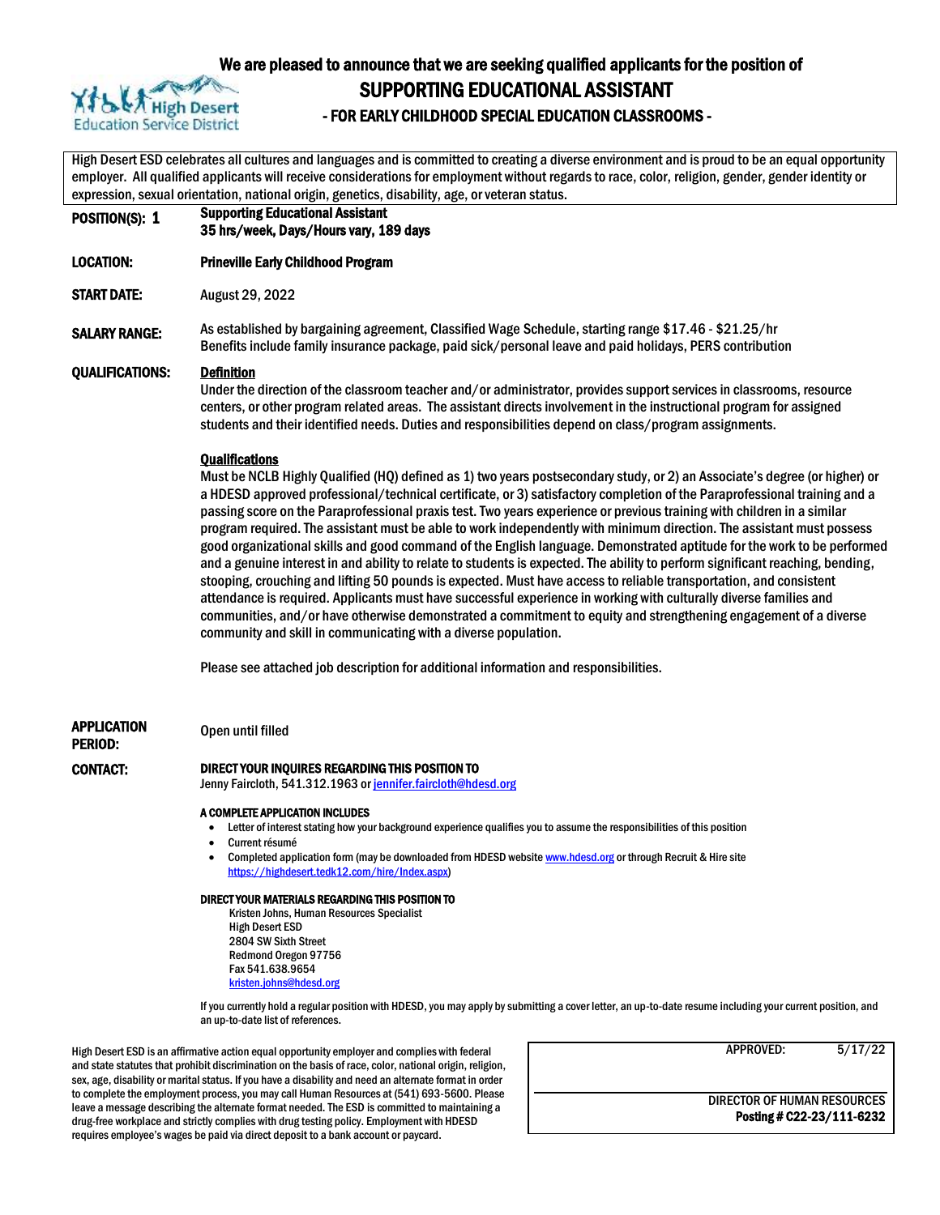High Desert Education Service District

# We are pleased to announce that we are seeking qualified applicants for the position of

## SUPPORTING EDUCATIONAL ASSISTANT

### - FOR EARLY CHILDHOOD SPECIAL EDUCATION CLASSROOMS -

High Desert ESD celebrates all cultures and languages and is committed to creating a diverse environment and is proud to be an equal opportunity employer. All qualified applicants will receive considerations for employment without regards to race, color, religion, gender, gender identity or expression, sexual orientation, national origin, genetics, disability, age, or veteran status.

**POSITION(S): 1**
**Supporting Educational Assistant**
**35 hrs/week, Days/Hours vary, 189 days**

**LOCATION:** **Prineville Early Childhood Program**

**START DATE:** August 29, 2022

**SALARY RANGE:** As established by bargaining agreement, Classified Wage Schedule, starting range $17.46 - $21.25/hr
Benefits include family insurance package, paid sick/personal leave and paid holidays, PERS contribution

**QUALIFICATIONS:**

**Definition**
Under the direction of the classroom teacher and/or administrator, provides support services in classrooms, resource centers, or other program related areas. The assistant directs involvement in the instructional program for assigned students and their identified needs. Duties and responsibilities depend on class/program assignments.

**Qualifications**
Must be NCLB Highly Qualified (HQ) defined as 1) two years postsecondary study, or 2) an Associate's degree (or higher) or a HDESD approved professional/technical certificate, or 3) satisfactory completion of the Paraprofessional training and a passing score on the Paraprofessional praxis test. Two years experience or previous training with children in a similar program required. The assistant must be able to work independently with minimum direction. The assistant must possess good organizational skills and good command of the English language. Demonstrated aptitude for the work to be performed and a genuine interest in and ability to relate to students is expected. The ability to perform significant reaching, bending, stooping, crouching and lifting 50 pounds is expected. Must have access to reliable transportation, and consistent attendance is required. Applicants must have successful experience in working with culturally diverse families and communities, and/or have otherwise demonstrated a commitment to equity and strengthening engagement of a diverse community and skill in communicating with a diverse population.

Please see attached job description for additional information and responsibilities.

**APPLICATION PERIOD:** Open until filled

**CONTACT:**

**DIRECT YOUR INQUIRES REGARDING THIS POSITION TO**
Jenny Faircloth, 541.312.1963 or jennifer.faircloth@hdesd.org

**A COMPLETE APPLICATION INCLUDES**

- Letter of interest stating how your background experience qualifies you to assume the responsibilities of this position
- Current résumé
- Completed application form (may be downloaded from HDESD website www.hdesd.org or through Recruit & Hire site https://highdesert.tedk12.com/hire/Index.aspx)

**DIRECT YOUR MATERIALS REGARDING THIS POSITION TO**
Kristen Johns, Human Resources Specialist
High Desert ESD
2804 SW Sixth Street
Redmond Oregon 97756
Fax 541.638.9654
kristen.johns@hdesd.org

If you currently hold a regular position with HDESD, you may apply by submitting a cover letter, an up-to-date resume including your current position, and an up-to-date list of references.

High Desert ESD is an affirmative action equal opportunity employer and complies with federal and state statutes that prohibit discrimination on the basis of race, color, national origin, religion, sex, age, disability or marital status. If you have a disability and need an alternate format in order to complete the employment process, you may call Human Resources at (541) 693-5600. Please leave a message describing the alternate format needed. The ESD is committed to maintaining a drug-free workplace and strictly complies with drug testing policy. Employment with HDESD requires employee's wages be paid via direct deposit to a bank account or paycard.

APPROVED: 5/17/22

DIRECTOR OF HUMAN RESOURCES
**Posting # C22-23/111-6232**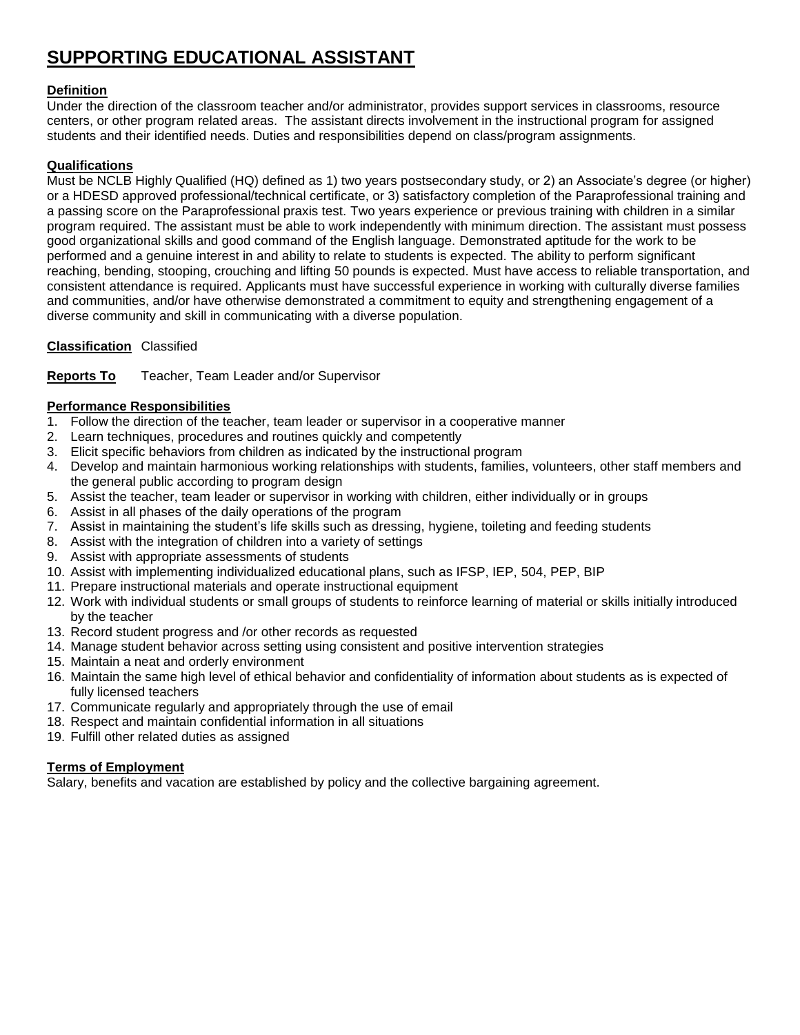# SUPPORTING EDUCATIONAL ASSISTANT

**Definition**
Under the direction of the classroom teacher and/or administrator, provides support services in classrooms, resource centers, or other program related areas. The assistant directs involvement in the instructional program for assigned students and their identified needs. Duties and responsibilities depend on class/program assignments.

**Qualifications**
Must be NCLB Highly Qualified (HQ) defined as 1) two years postsecondary study, or 2) an Associate's degree (or higher) or a HDESD approved professional/technical certificate, or 3) satisfactory completion of the Paraprofessional training and a passing score on the Paraprofessional praxis test. Two years experience or previous training with children in a similar program required. The assistant must be able to work independently with minimum direction. The assistant must possess good organizational skills and good command of the English language. Demonstrated aptitude for the work to be performed and a genuine interest in and ability to relate to students is expected. The ability to perform significant reaching, bending, stooping, crouching and lifting 50 pounds is expected. Must have access to reliable transportation, and consistent attendance is required. Applicants must have successful experience in working with culturally diverse families and communities, and/or have otherwise demonstrated a commitment to equity and strengthening engagement of a diverse community and skill in communicating with a diverse population.

**Classification** Classified

**Reports To** Teacher, Team Leader and/or Supervisor

**Performance Responsibilities**

1. Follow the direction of the teacher, team leader or supervisor in a cooperative manner
2. Learn techniques, procedures and routines quickly and competently
3. Elicit specific behaviors from children as indicated by the instructional program
4. Develop and maintain harmonious working relationships with students, families, volunteers, other staff members and the general public according to program design
5. Assist the teacher, team leader or supervisor in working with children, either individually or in groups
6. Assist in all phases of the daily operations of the program
7. Assist in maintaining the student's life skills such as dressing, hygiene, toileting and feeding students
8. Assist with the integration of children into a variety of settings
9. Assist with appropriate assessments of students
10. Assist with implementing individualized educational plans, such as IFSP, IEP, 504, PEP, BIP
11. Prepare instructional materials and operate instructional equipment
12. Work with individual students or small groups of students to reinforce learning of material or skills initially introduced by the teacher
13. Record student progress and /or other records as requested
14. Manage student behavior across setting using consistent and positive intervention strategies
15. Maintain a neat and orderly environment
16. Maintain the same high level of ethical behavior and confidentiality of information about students as is expected of fully licensed teachers
17. Communicate regularly and appropriately through the use of email
18. Respect and maintain confidential information in all situations
19. Fulfill other related duties as assigned

**Terms of Employment**
Salary, benefits and vacation are established by policy and the collective bargaining agreement.